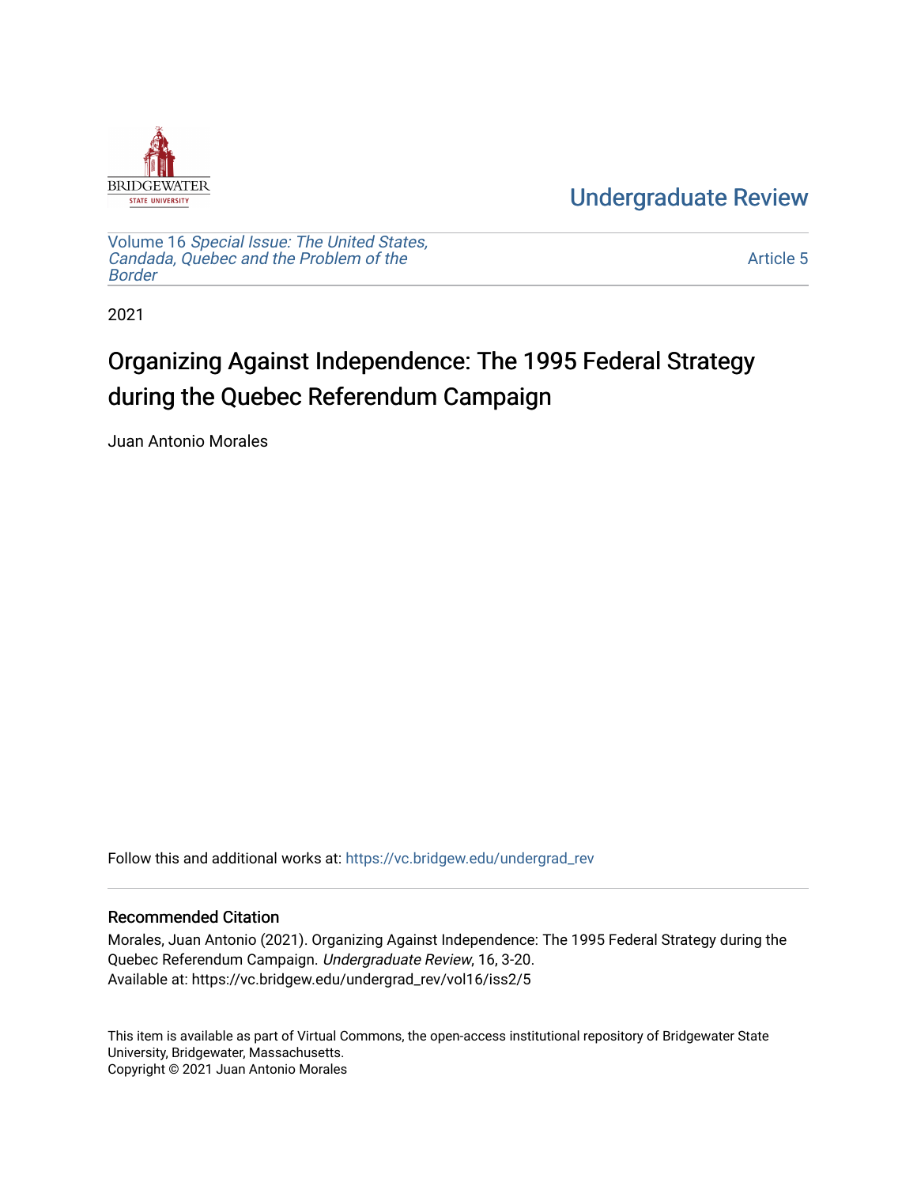BRIDGEWATER STATE UNIVERSITY

Undergraduate Review

Volume 16 *Special Issue: The United States, Candada, Quebec and the Problem of the Border*

Article 5

2021

# Organizing Against Independence: The 1995 Federal Strategy during the Quebec Referendum Campaign

Juan Antonio Morales

Follow this and additional works at: https://vc.bridgew.edu/undergrad_rev

### Recommended Citation

Morales, Juan Antonio (2021). Organizing Against Independence: The 1995 Federal Strategy during the Quebec Referendum Campaign. *Undergraduate Review*, 16, 3-20.
Available at: https://vc.bridgew.edu/undergrad_rev/vol16/iss2/5

This item is available as part of Virtual Commons, the open-access institutional repository of Bridgewater State University, Bridgewater, Massachusetts.
Copyright © 2021 Juan Antonio Morales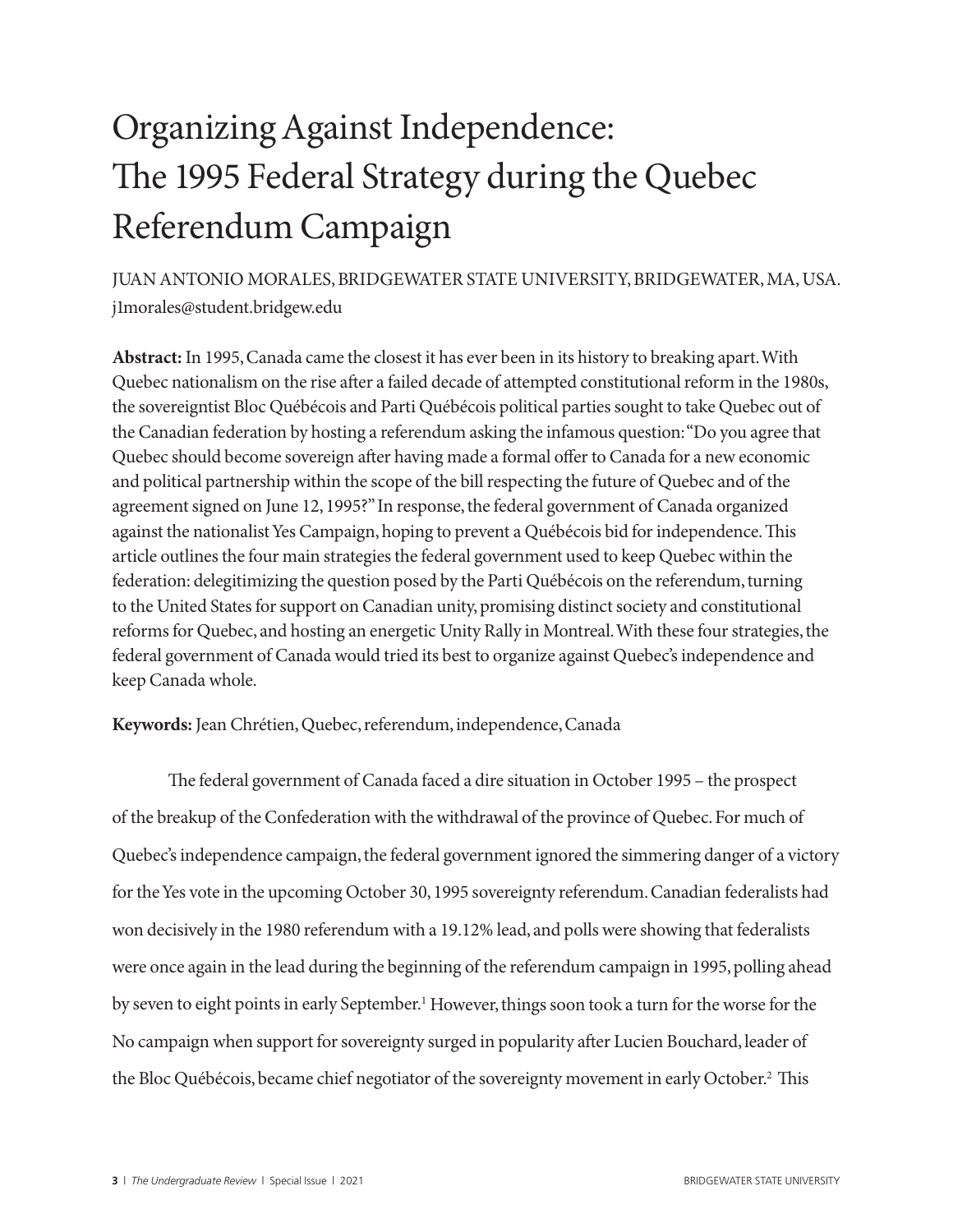# Organizing Against Independence: The 1995 Federal Strategy during the Quebec Referendum Campaign

JUAN ANTONIO MORALES, BRIDGEWATER STATE UNIVERSITY, BRIDGEWATER, MA, USA.
j1morales@student.bridgew.edu

**Abstract:** In 1995, Canada came the closest it has ever been in its history to breaking apart. With Quebec nationalism on the rise after a failed decade of attempted constitutional reform in the 1980s, the sovereigntist Bloc Québécois and Parti Québécois political parties sought to take Quebec out of the Canadian federation by hosting a referendum asking the infamous question: "Do you agree that Quebec should become sovereign after having made a formal offer to Canada for a new economic and political partnership within the scope of the bill respecting the future of Quebec and of the agreement signed on June 12, 1995?" In response, the federal government of Canada organized against the nationalist Yes Campaign, hoping to prevent a Québécois bid for independence. This article outlines the four main strategies the federal government used to keep Quebec within the federation: delegitimizing the question posed by the Parti Québécois on the referendum, turning to the United States for support on Canadian unity, promising distinct society and constitutional reforms for Quebec, and hosting an energetic Unity Rally in Montreal. With these four strategies, the federal government of Canada would tried its best to organize against Quebec's independence and keep Canada whole.

**Keywords:** Jean Chrétien, Quebec, referendum, independence, Canada

The federal government of Canada faced a dire situation in October 1995 – the prospect of the breakup of the Confederation with the withdrawal of the province of Quebec. For much of Quebec's independence campaign, the federal government ignored the simmering danger of a victory for the Yes vote in the upcoming October 30, 1995 sovereignty referendum. Canadian federalists had won decisively in the 1980 referendum with a 19.12% lead, and polls were showing that federalists were once again in the lead during the beginning of the referendum campaign in 1995, polling ahead by seven to eight points in early September.[1] However, things soon took a turn for the worse for the No campaign when support for sovereignty surged in popularity after Lucien Bouchard, leader of the Bloc Québécois, became chief negotiator of the sovereignty movement in early October.[2] This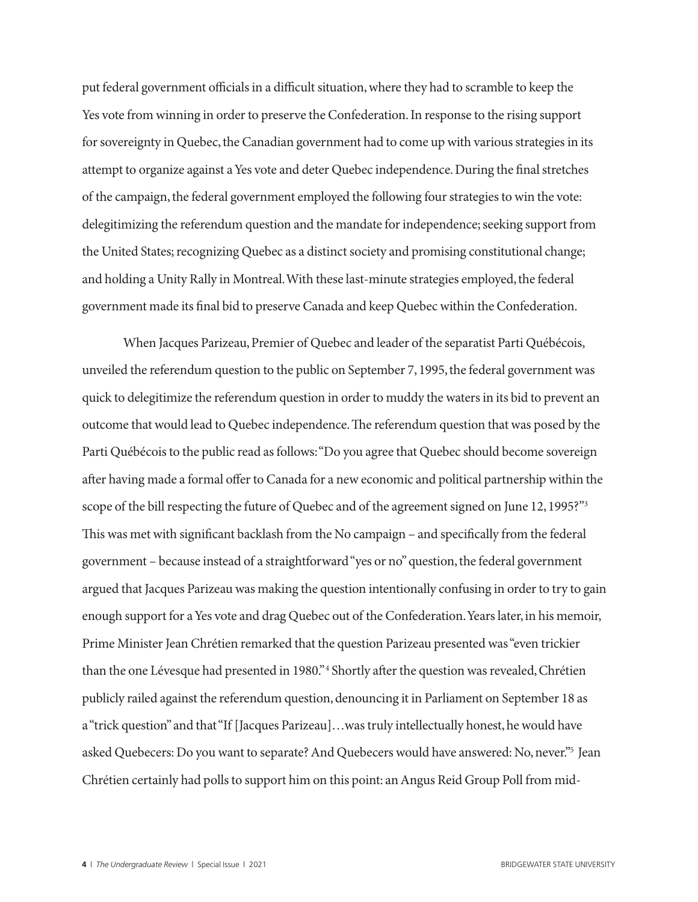put federal government officials in a difficult situation, where they had to scramble to keep the Yes vote from winning in order to preserve the Confederation. In response to the rising support for sovereignty in Quebec, the Canadian government had to come up with various strategies in its attempt to organize against a Yes vote and deter Quebec independence. During the final stretches of the campaign, the federal government employed the following four strategies to win the vote: delegitimizing the referendum question and the mandate for independence; seeking support from the United States; recognizing Quebec as a distinct society and promising constitutional change; and holding a Unity Rally in Montreal. With these last-minute strategies employed, the federal government made its final bid to preserve Canada and keep Quebec within the Confederation.

When Jacques Parizeau, Premier of Quebec and leader of the separatist Parti Québécois, unveiled the referendum question to the public on September 7, 1995, the federal government was quick to delegitimize the referendum question in order to muddy the waters in its bid to prevent an outcome that would lead to Quebec independence. The referendum question that was posed by the Parti Québécois to the public read as follows: "Do you agree that Quebec should become sovereign after having made a formal offer to Canada for a new economic and political partnership within the scope of the bill respecting the future of Quebec and of the agreement signed on June 12, 1995?"[3] This was met with significant backlash from the No campaign – and specifically from the federal government – because instead of a straightforward "yes or no" question, the federal government argued that Jacques Parizeau was making the question intentionally confusing in order to try to gain enough support for a Yes vote and drag Quebec out of the Confederation. Years later, in his memoir, Prime Minister Jean Chrétien remarked that the question Parizeau presented was "even trickier than the one Lévesque had presented in 1980."[4] Shortly after the question was revealed, Chrétien publicly railed against the referendum question, denouncing it in Parliament on September 18 as a "trick question" and that "If [Jacques Parizeau]…was truly intellectually honest, he would have asked Quebecers: Do you want to separate? And Quebecers would have answered: No, never."[5] Jean Chrétien certainly had polls to support him on this point: an Angus Reid Group Poll from mid-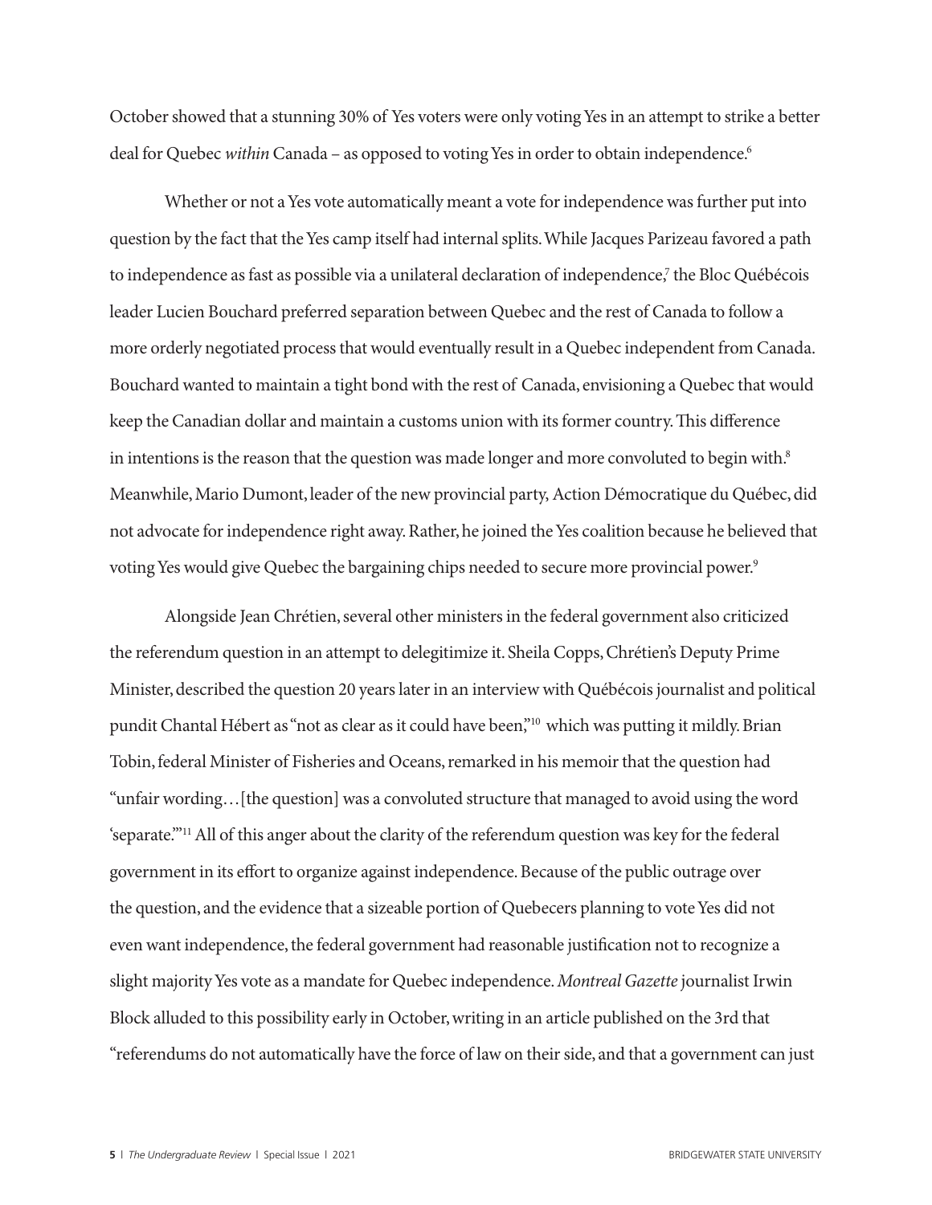October showed that a stunning 30% of Yes voters were only voting Yes in an attempt to strike a better deal for Quebec *within* Canada – as opposed to voting Yes in order to obtain independence.[6]

Whether or not a Yes vote automatically meant a vote for independence was further put into question by the fact that the Yes camp itself had internal splits. While Jacques Parizeau favored a path to independence as fast as possible via a unilateral declaration of independence,[7] the Bloc Québécois leader Lucien Bouchard preferred separation between Quebec and the rest of Canada to follow a more orderly negotiated process that would eventually result in a Quebec independent from Canada. Bouchard wanted to maintain a tight bond with the rest of Canada, envisioning a Quebec that would keep the Canadian dollar and maintain a customs union with its former country. This difference in intentions is the reason that the question was made longer and more convoluted to begin with.[8] Meanwhile, Mario Dumont, leader of the new provincial party, Action Démocratique du Québec, did not advocate for independence right away. Rather, he joined the Yes coalition because he believed that voting Yes would give Quebec the bargaining chips needed to secure more provincial power.[9]

Alongside Jean Chrétien, several other ministers in the federal government also criticized the referendum question in an attempt to delegitimize it. Sheila Copps, Chrétien's Deputy Prime Minister, described the question 20 years later in an interview with Québécois journalist and political pundit Chantal Hébert as "not as clear as it could have been,"[10] which was putting it mildly. Brian Tobin, federal Minister of Fisheries and Oceans, remarked in his memoir that the question had "unfair wording…[the question] was a convoluted structure that managed to avoid using the word 'separate.'"[11] All of this anger about the clarity of the referendum question was key for the federal government in its effort to organize against independence. Because of the public outrage over the question, and the evidence that a sizeable portion of Quebecers planning to vote Yes did not even want independence, the federal government had reasonable justification not to recognize a slight majority Yes vote as a mandate for Quebec independence. *Montreal Gazette* journalist Irwin Block alluded to this possibility early in October, writing in an article published on the 3rd that "referendums do not automatically have the force of law on their side, and that a government can just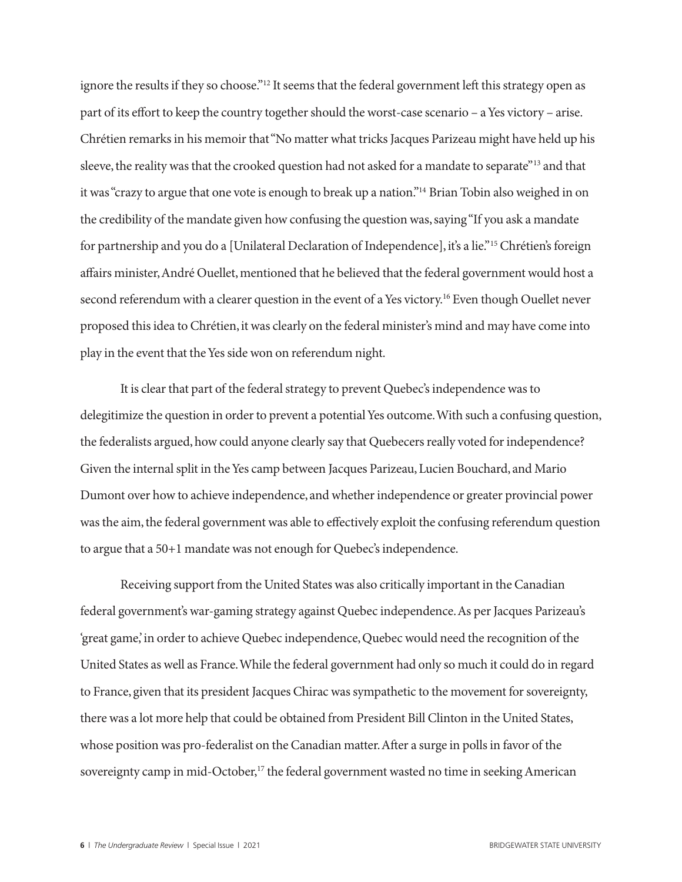ignore the results if they so choose."[12] It seems that the federal government left this strategy open as part of its effort to keep the country together should the worst-case scenario – a Yes victory – arise. Chrétien remarks in his memoir that "No matter what tricks Jacques Parizeau might have held up his sleeve, the reality was that the crooked question had not asked for a mandate to separate"[13] and that it was "crazy to argue that one vote is enough to break up a nation."[14] Brian Tobin also weighed in on the credibility of the mandate given how confusing the question was, saying "If you ask a mandate for partnership and you do a [Unilateral Declaration of Independence], it's a lie."[15] Chrétien's foreign affairs minister, André Ouellet, mentioned that he believed that the federal government would host a second referendum with a clearer question in the event of a Yes victory.[16] Even though Ouellet never proposed this idea to Chrétien, it was clearly on the federal minister's mind and may have come into play in the event that the Yes side won on referendum night.

It is clear that part of the federal strategy to prevent Quebec's independence was to delegitimize the question in order to prevent a potential Yes outcome. With such a confusing question, the federalists argued, how could anyone clearly say that Quebecers really voted for independence? Given the internal split in the Yes camp between Jacques Parizeau, Lucien Bouchard, and Mario Dumont over how to achieve independence, and whether independence or greater provincial power was the aim, the federal government was able to effectively exploit the confusing referendum question to argue that a 50+1 mandate was not enough for Quebec's independence.

Receiving support from the United States was also critically important in the Canadian federal government's war-gaming strategy against Quebec independence. As per Jacques Parizeau's 'great game,' in order to achieve Quebec independence, Quebec would need the recognition of the United States as well as France. While the federal government had only so much it could do in regard to France, given that its president Jacques Chirac was sympathetic to the movement for sovereignty, there was a lot more help that could be obtained from President Bill Clinton in the United States, whose position was pro-federalist on the Canadian matter. After a surge in polls in favor of the sovereignty camp in mid-October,[17] the federal government wasted no time in seeking American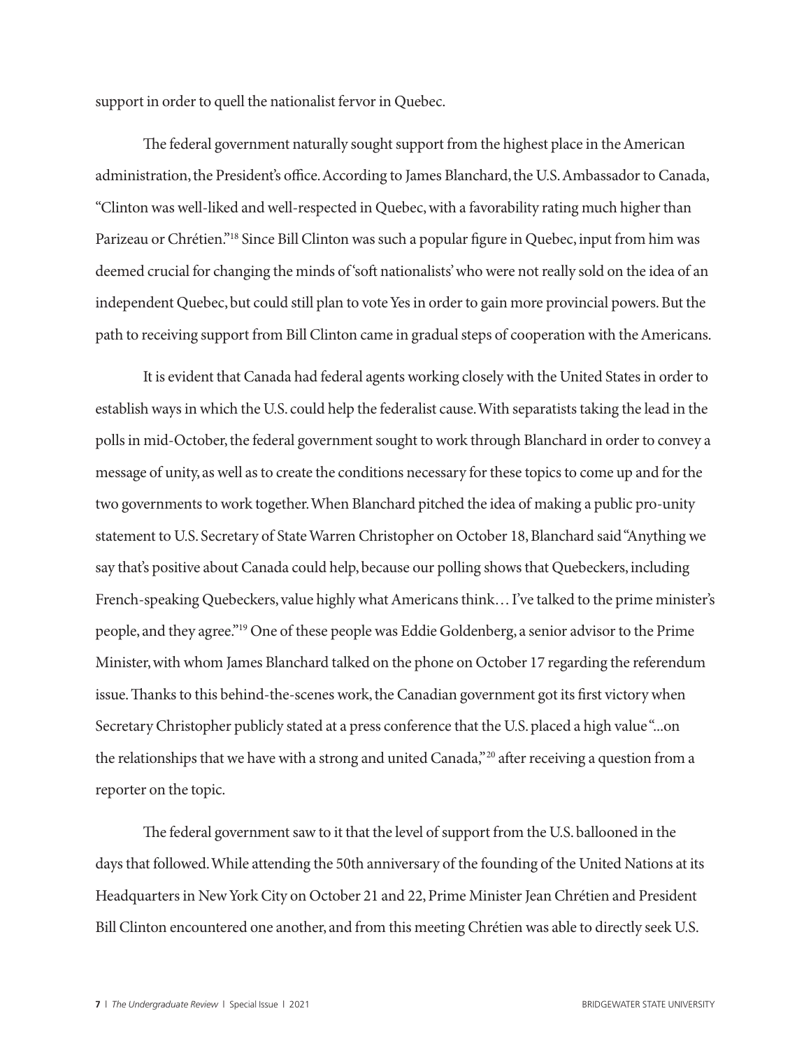support in order to quell the nationalist fervor in Quebec.

The federal government naturally sought support from the highest place in the American administration, the President's office. According to James Blanchard, the U.S. Ambassador to Canada, "Clinton was well-liked and well-respected in Quebec, with a favorability rating much higher than Parizeau or Chrétien."[18] Since Bill Clinton was such a popular figure in Quebec, input from him was deemed crucial for changing the minds of 'soft nationalists' who were not really sold on the idea of an independent Quebec, but could still plan to vote Yes in order to gain more provincial powers. But the path to receiving support from Bill Clinton came in gradual steps of cooperation with the Americans.

It is evident that Canada had federal agents working closely with the United States in order to establish ways in which the U.S. could help the federalist cause. With separatists taking the lead in the polls in mid-October, the federal government sought to work through Blanchard in order to convey a message of unity, as well as to create the conditions necessary for these topics to come up and for the two governments to work together. When Blanchard pitched the idea of making a public pro-unity statement to U.S. Secretary of State Warren Christopher on October 18, Blanchard said "Anything we say that's positive about Canada could help, because our polling shows that Quebeckers, including French-speaking Quebeckers, value highly what Americans think… I've talked to the prime minister's people, and they agree."[19] One of these people was Eddie Goldenberg, a senior advisor to the Prime Minister, with whom James Blanchard talked on the phone on October 17 regarding the referendum issue. Thanks to this behind-the-scenes work, the Canadian government got its first victory when Secretary Christopher publicly stated at a press conference that the U.S. placed a high value "...on the relationships that we have with a strong and united Canada,"[20] after receiving a question from a reporter on the topic.

The federal government saw to it that the level of support from the U.S. ballooned in the days that followed. While attending the 50th anniversary of the founding of the United Nations at its Headquarters in New York City on October 21 and 22, Prime Minister Jean Chrétien and President Bill Clinton encountered one another, and from this meeting Chrétien was able to directly seek U.S.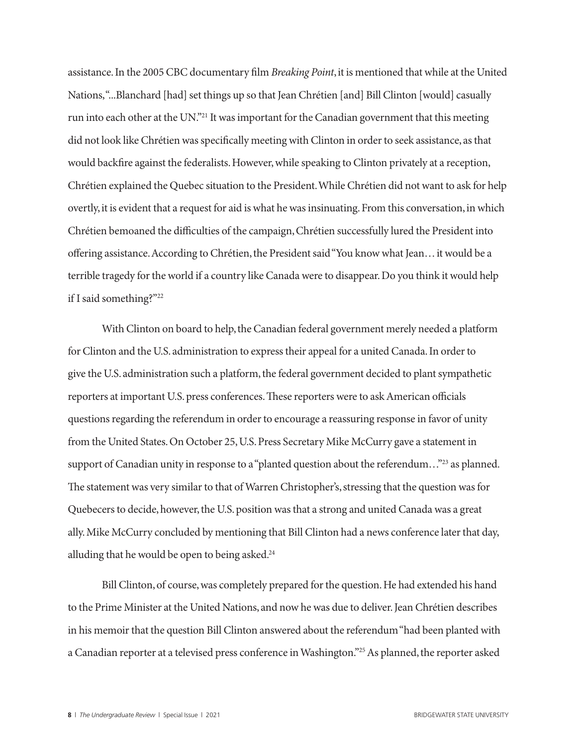assistance. In the 2005 CBC documentary film *Breaking Point*, it is mentioned that while at the United Nations, "...Blanchard [had] set things up so that Jean Chrétien [and] Bill Clinton [would] casually run into each other at the UN."[21] It was important for the Canadian government that this meeting did not look like Chrétien was specifically meeting with Clinton in order to seek assistance, as that would backfire against the federalists. However, while speaking to Clinton privately at a reception, Chrétien explained the Quebec situation to the President. While Chrétien did not want to ask for help overtly, it is evident that a request for aid is what he was insinuating. From this conversation, in which Chrétien bemoaned the difficulties of the campaign, Chrétien successfully lured the President into offering assistance. According to Chrétien, the President said "You know what Jean… it would be a terrible tragedy for the world if a country like Canada were to disappear. Do you think it would help if I said something?"[22]

With Clinton on board to help, the Canadian federal government merely needed a platform for Clinton and the U.S. administration to express their appeal for a united Canada. In order to give the U.S. administration such a platform, the federal government decided to plant sympathetic reporters at important U.S. press conferences. These reporters were to ask American officials questions regarding the referendum in order to encourage a reassuring response in favor of unity from the United States. On October 25, U.S. Press Secretary Mike McCurry gave a statement in support of Canadian unity in response to a "planted question about the referendum…"[23] as planned. The statement was very similar to that of Warren Christopher's, stressing that the question was for Quebecers to decide, however, the U.S. position was that a strong and united Canada was a great ally. Mike McCurry concluded by mentioning that Bill Clinton had a news conference later that day, alluding that he would be open to being asked.[24]

Bill Clinton, of course, was completely prepared for the question. He had extended his hand to the Prime Minister at the United Nations, and now he was due to deliver. Jean Chrétien describes in his memoir that the question Bill Clinton answered about the referendum "had been planted with a Canadian reporter at a televised press conference in Washington."[25] As planned, the reporter asked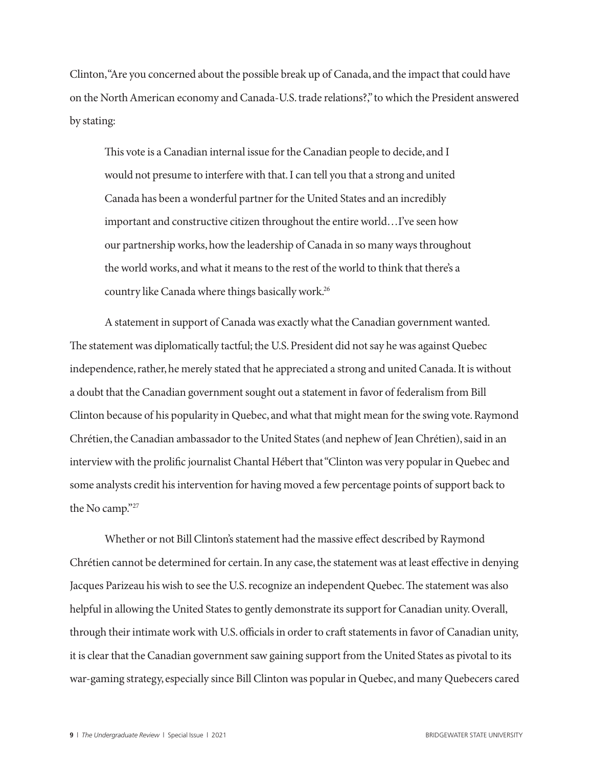Clinton, "Are you concerned about the possible break up of Canada, and the impact that could have on the North American economy and Canada-U.S. trade relations?," to which the President answered by stating:

> This vote is a Canadian internal issue for the Canadian people to decide, and I would not presume to interfere with that. I can tell you that a strong and united Canada has been a wonderful partner for the United States and an incredibly important and constructive citizen throughout the entire world…I've seen how our partnership works, how the leadership of Canada in so many ways throughout the world works, and what it means to the rest of the world to think that there's a country like Canada where things basically work.[26]

A statement in support of Canada was exactly what the Canadian government wanted. The statement was diplomatically tactful; the U.S. President did not say he was against Quebec independence, rather, he merely stated that he appreciated a strong and united Canada. It is without a doubt that the Canadian government sought out a statement in favor of federalism from Bill Clinton because of his popularity in Quebec, and what that might mean for the swing vote. Raymond Chrétien, the Canadian ambassador to the United States (and nephew of Jean Chrétien), said in an interview with the prolific journalist Chantal Hébert that "Clinton was very popular in Quebec and some analysts credit his intervention for having moved a few percentage points of support back to the No camp."[27]

Whether or not Bill Clinton's statement had the massive effect described by Raymond Chrétien cannot be determined for certain. In any case, the statement was at least effective in denying Jacques Parizeau his wish to see the U.S. recognize an independent Quebec. The statement was also helpful in allowing the United States to gently demonstrate its support for Canadian unity. Overall, through their intimate work with U.S. officials in order to craft statements in favor of Canadian unity, it is clear that the Canadian government saw gaining support from the United States as pivotal to its war-gaming strategy, especially since Bill Clinton was popular in Quebec, and many Quebecers cared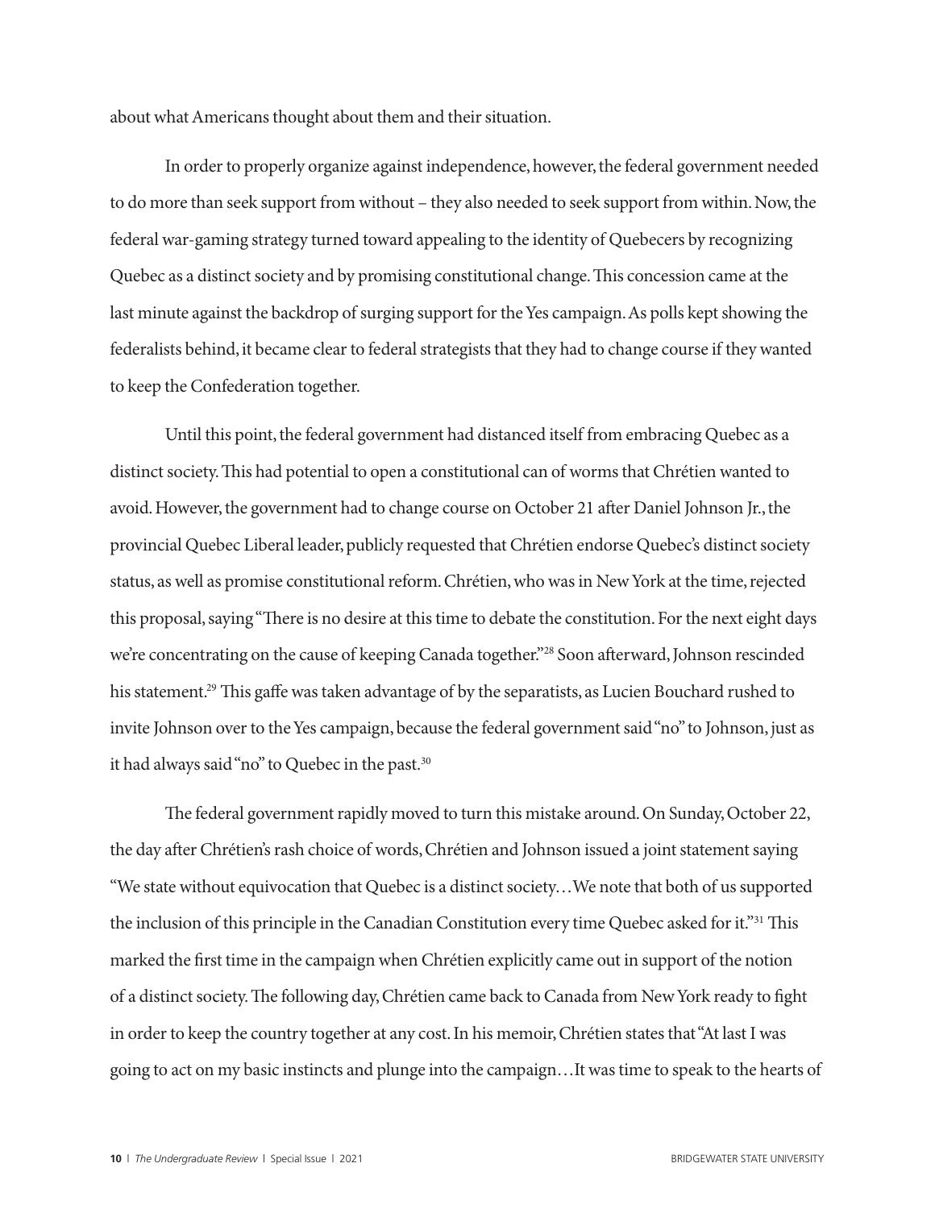about what Americans thought about them and their situation.

In order to properly organize against independence, however, the federal government needed to do more than seek support from without – they also needed to seek support from within. Now, the federal war-gaming strategy turned toward appealing to the identity of Quebecers by recognizing Quebec as a distinct society and by promising constitutional change. This concession came at the last minute against the backdrop of surging support for the Yes campaign. As polls kept showing the federalists behind, it became clear to federal strategists that they had to change course if they wanted to keep the Confederation together.

Until this point, the federal government had distanced itself from embracing Quebec as a distinct society. This had potential to open a constitutional can of worms that Chrétien wanted to avoid. However, the government had to change course on October 21 after Daniel Johnson Jr., the provincial Quebec Liberal leader, publicly requested that Chrétien endorse Quebec's distinct society status, as well as promise constitutional reform. Chrétien, who was in New York at the time, rejected this proposal, saying "There is no desire at this time to debate the constitution. For the next eight days we're concentrating on the cause of keeping Canada together."[28] Soon afterward, Johnson rescinded his statement.[29] This gaffe was taken advantage of by the separatists, as Lucien Bouchard rushed to invite Johnson over to the Yes campaign, because the federal government said "no" to Johnson, just as it had always said "no" to Quebec in the past.[30]

The federal government rapidly moved to turn this mistake around. On Sunday, October 22, the day after Chrétien's rash choice of words, Chrétien and Johnson issued a joint statement saying "We state without equivocation that Quebec is a distinct society…We note that both of us supported the inclusion of this principle in the Canadian Constitution every time Quebec asked for it."[31] This marked the first time in the campaign when Chrétien explicitly came out in support of the notion of a distinct society. The following day, Chrétien came back to Canada from New York ready to fight in order to keep the country together at any cost. In his memoir, Chrétien states that "At last I was going to act on my basic instincts and plunge into the campaign…It was time to speak to the hearts of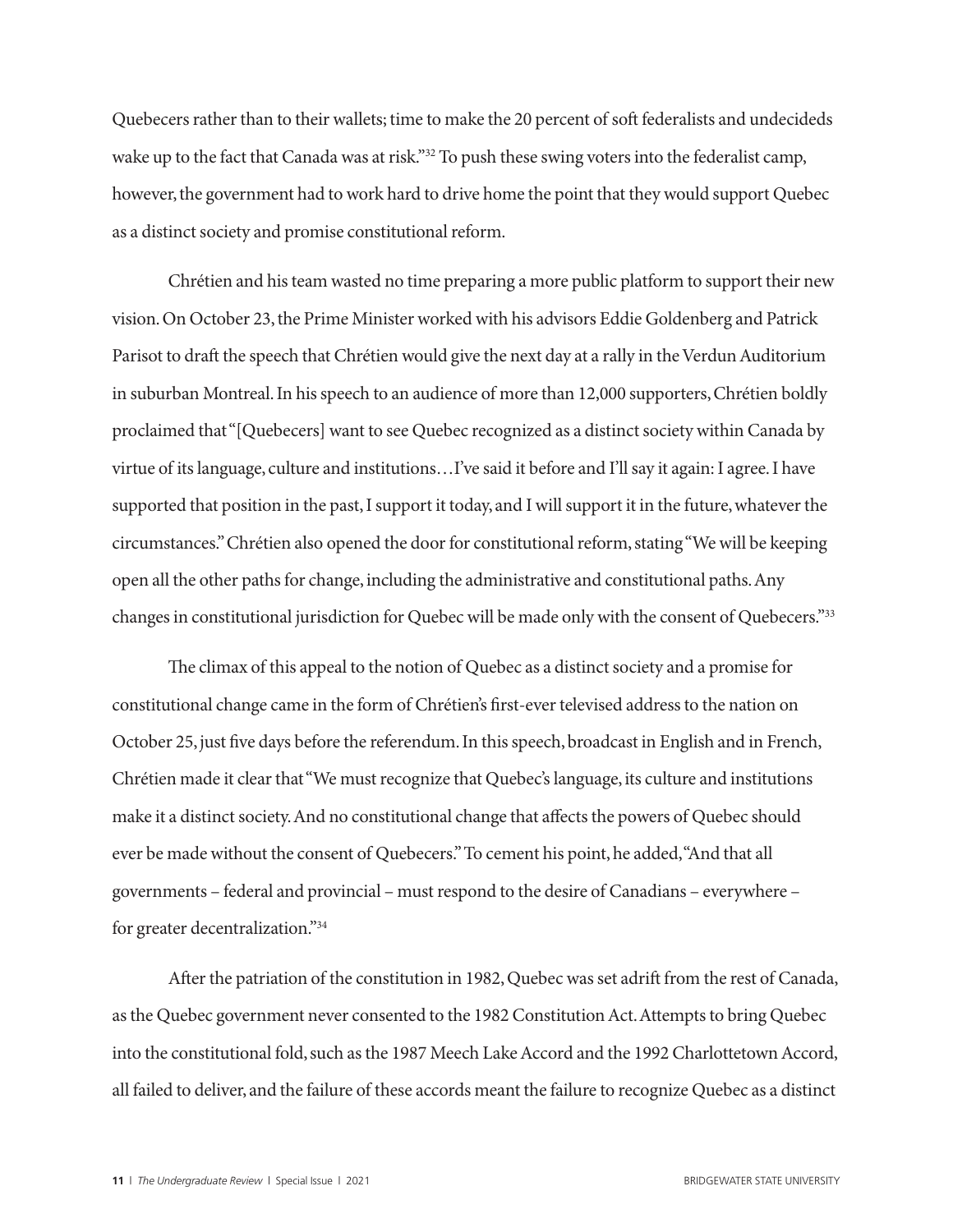Quebecers rather than to their wallets; time to make the 20 percent of soft federalists and undecideds wake up to the fact that Canada was at risk."[32] To push these swing voters into the federalist camp, however, the government had to work hard to drive home the point that they would support Quebec as a distinct society and promise constitutional reform.

Chrétien and his team wasted no time preparing a more public platform to support their new vision. On October 23, the Prime Minister worked with his advisors Eddie Goldenberg and Patrick Parisot to draft the speech that Chrétien would give the next day at a rally in the Verdun Auditorium in suburban Montreal. In his speech to an audience of more than 12,000 supporters, Chrétien boldly proclaimed that "[Quebecers] want to see Quebec recognized as a distinct society within Canada by virtue of its language, culture and institutions…I've said it before and I'll say it again: I agree. I have supported that position in the past, I support it today, and I will support it in the future, whatever the circumstances." Chrétien also opened the door for constitutional reform, stating "We will be keeping open all the other paths for change, including the administrative and constitutional paths. Any changes in constitutional jurisdiction for Quebec will be made only with the consent of Quebecers."[33]

The climax of this appeal to the notion of Quebec as a distinct society and a promise for constitutional change came in the form of Chrétien's first-ever televised address to the nation on October 25, just five days before the referendum. In this speech, broadcast in English and in French, Chrétien made it clear that "We must recognize that Quebec's language, its culture and institutions make it a distinct society. And no constitutional change that affects the powers of Quebec should ever be made without the consent of Quebecers." To cement his point, he added, "And that all governments – federal and provincial – must respond to the desire of Canadians – everywhere – for greater decentralization."[34]

After the patriation of the constitution in 1982, Quebec was set adrift from the rest of Canada, as the Quebec government never consented to the 1982 Constitution Act. Attempts to bring Quebec into the constitutional fold, such as the 1987 Meech Lake Accord and the 1992 Charlottetown Accord, all failed to deliver, and the failure of these accords meant the failure to recognize Quebec as a distinct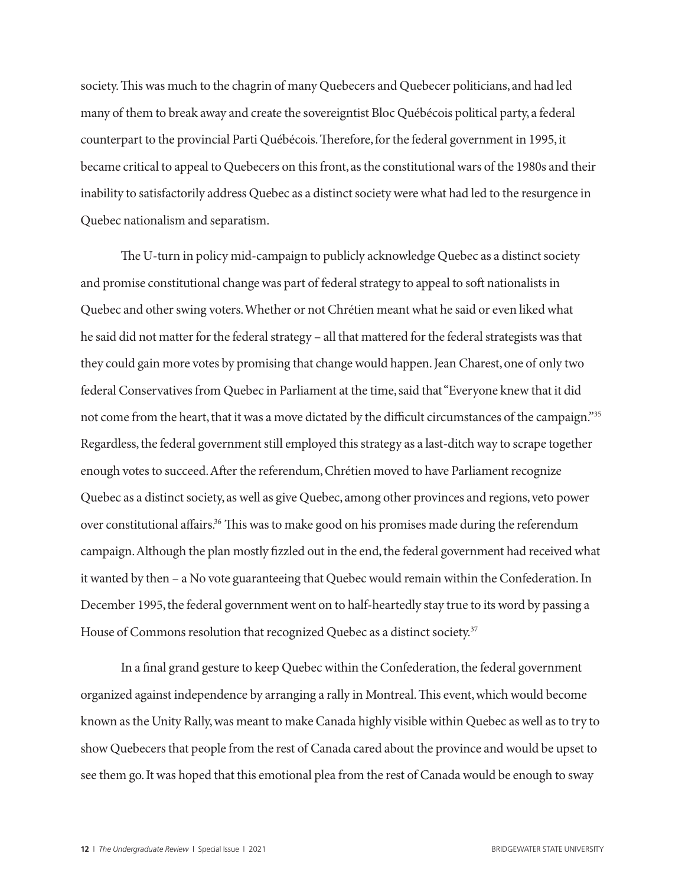society. This was much to the chagrin of many Quebecers and Quebecer politicians, and had led many of them to break away and create the sovereigntist Bloc Québécois political party, a federal counterpart to the provincial Parti Québécois. Therefore, for the federal government in 1995, it became critical to appeal to Quebecers on this front, as the constitutional wars of the 1980s and their inability to satisfactorily address Quebec as a distinct society were what had led to the resurgence in Quebec nationalism and separatism.

The U-turn in policy mid-campaign to publicly acknowledge Quebec as a distinct society and promise constitutional change was part of federal strategy to appeal to soft nationalists in Quebec and other swing voters. Whether or not Chrétien meant what he said or even liked what he said did not matter for the federal strategy – all that mattered for the federal strategists was that they could gain more votes by promising that change would happen. Jean Charest, one of only two federal Conservatives from Quebec in Parliament at the time, said that "Everyone knew that it did not come from the heart, that it was a move dictated by the difficult circumstances of the campaign."[35] Regardless, the federal government still employed this strategy as a last-ditch way to scrape together enough votes to succeed. After the referendum, Chrétien moved to have Parliament recognize Quebec as a distinct society, as well as give Quebec, among other provinces and regions, veto power over constitutional affairs.[36] This was to make good on his promises made during the referendum campaign. Although the plan mostly fizzled out in the end, the federal government had received what it wanted by then – a No vote guaranteeing that Quebec would remain within the Confederation. In December 1995, the federal government went on to half-heartedly stay true to its word by passing a House of Commons resolution that recognized Quebec as a distinct society.[37]

In a final grand gesture to keep Quebec within the Confederation, the federal government organized against independence by arranging a rally in Montreal. This event, which would become known as the Unity Rally, was meant to make Canada highly visible within Quebec as well as to try to show Quebecers that people from the rest of Canada cared about the province and would be upset to see them go. It was hoped that this emotional plea from the rest of Canada would be enough to sway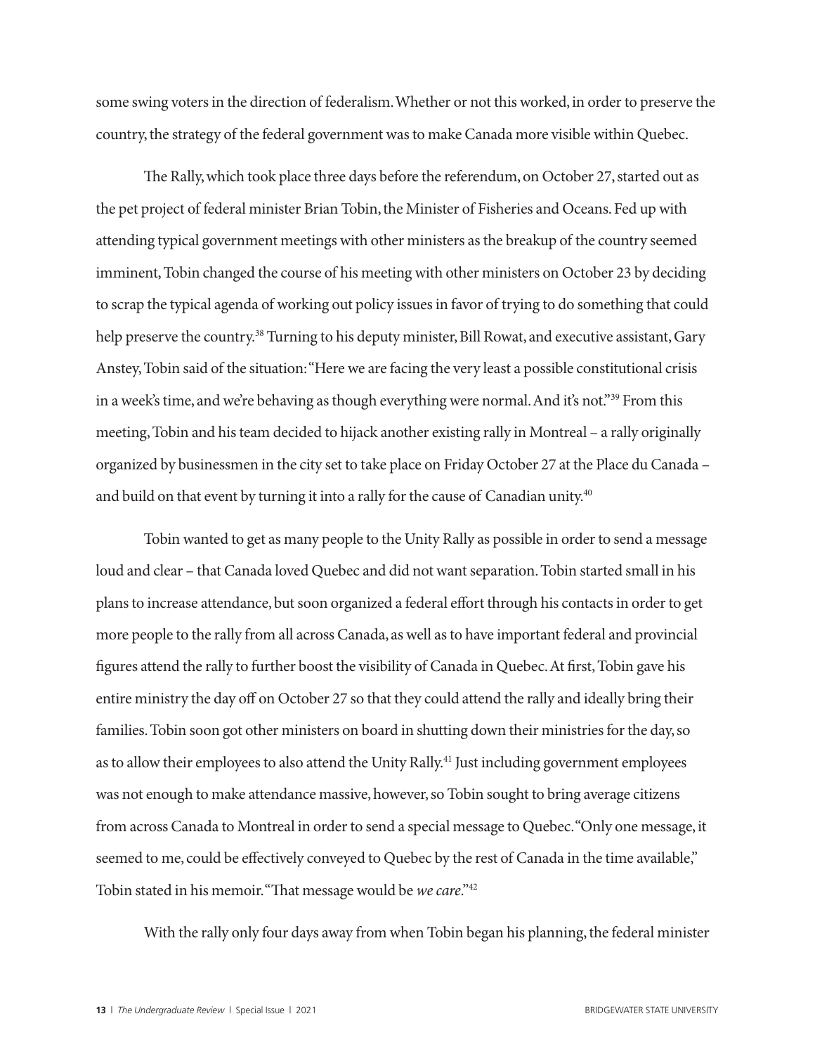some swing voters in the direction of federalism. Whether or not this worked, in order to preserve the country, the strategy of the federal government was to make Canada more visible within Quebec.

The Rally, which took place three days before the referendum, on October 27, started out as the pet project of federal minister Brian Tobin, the Minister of Fisheries and Oceans. Fed up with attending typical government meetings with other ministers as the breakup of the country seemed imminent, Tobin changed the course of his meeting with other ministers on October 23 by deciding to scrap the typical agenda of working out policy issues in favor of trying to do something that could help preserve the country.[38] Turning to his deputy minister, Bill Rowat, and executive assistant, Gary Anstey, Tobin said of the situation: "Here we are facing the very least a possible constitutional crisis in a week's time, and we're behaving as though everything were normal. And it's not."[39] From this meeting, Tobin and his team decided to hijack another existing rally in Montreal – a rally originally organized by businessmen in the city set to take place on Friday October 27 at the Place du Canada – and build on that event by turning it into a rally for the cause of Canadian unity.[40]

Tobin wanted to get as many people to the Unity Rally as possible in order to send a message loud and clear – that Canada loved Quebec and did not want separation. Tobin started small in his plans to increase attendance, but soon organized a federal effort through his contacts in order to get more people to the rally from all across Canada, as well as to have important federal and provincial figures attend the rally to further boost the visibility of Canada in Quebec. At first, Tobin gave his entire ministry the day off on October 27 so that they could attend the rally and ideally bring their families. Tobin soon got other ministers on board in shutting down their ministries for the day, so as to allow their employees to also attend the Unity Rally.[41] Just including government employees was not enough to make attendance massive, however, so Tobin sought to bring average citizens from across Canada to Montreal in order to send a special message to Quebec. "Only one message, it seemed to me, could be effectively conveyed to Quebec by the rest of Canada in the time available," Tobin stated in his memoir. "That message would be *we care*."[42]

With the rally only four days away from when Tobin began his planning, the federal minister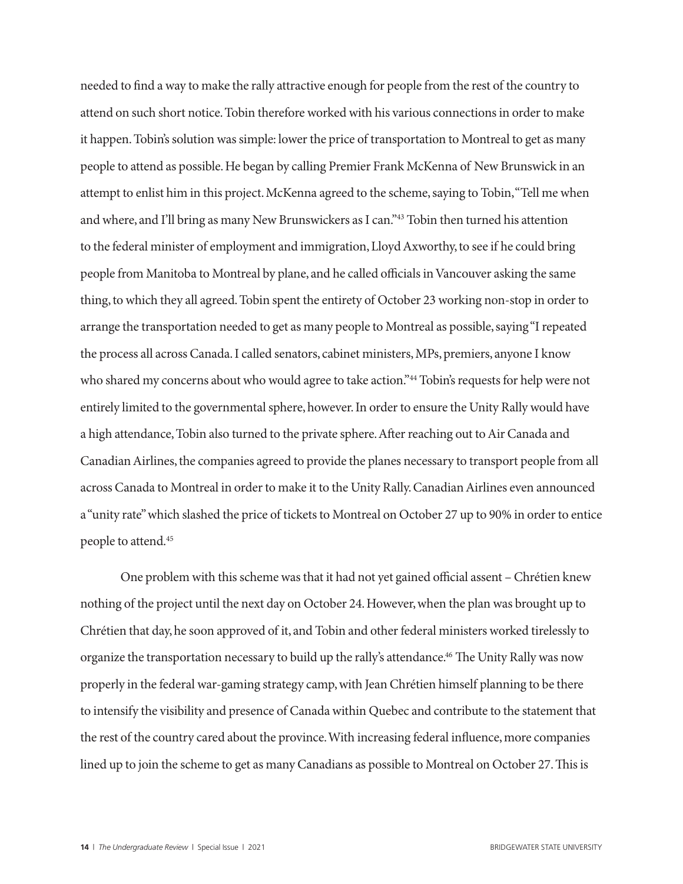needed to find a way to make the rally attractive enough for people from the rest of the country to attend on such short notice. Tobin therefore worked with his various connections in order to make it happen. Tobin's solution was simple: lower the price of transportation to Montreal to get as many people to attend as possible. He began by calling Premier Frank McKenna of New Brunswick in an attempt to enlist him in this project. McKenna agreed to the scheme, saying to Tobin, "Tell me when and where, and I'll bring as many New Brunswickers as I can."[43] Tobin then turned his attention to the federal minister of employment and immigration, Lloyd Axworthy, to see if he could bring people from Manitoba to Montreal by plane, and he called officials in Vancouver asking the same thing, to which they all agreed. Tobin spent the entirety of October 23 working non-stop in order to arrange the transportation needed to get as many people to Montreal as possible, saying "I repeated the process all across Canada. I called senators, cabinet ministers, MPs, premiers, anyone I know who shared my concerns about who would agree to take action."[44] Tobin's requests for help were not entirely limited to the governmental sphere, however. In order to ensure the Unity Rally would have a high attendance, Tobin also turned to the private sphere. After reaching out to Air Canada and Canadian Airlines, the companies agreed to provide the planes necessary to transport people from all across Canada to Montreal in order to make it to the Unity Rally. Canadian Airlines even announced a "unity rate" which slashed the price of tickets to Montreal on October 27 up to 90% in order to entice people to attend.[45]

One problem with this scheme was that it had not yet gained official assent – Chrétien knew nothing of the project until the next day on October 24. However, when the plan was brought up to Chrétien that day, he soon approved of it, and Tobin and other federal ministers worked tirelessly to organize the transportation necessary to build up the rally's attendance.[46] The Unity Rally was now properly in the federal war-gaming strategy camp, with Jean Chrétien himself planning to be there to intensify the visibility and presence of Canada within Quebec and contribute to the statement that the rest of the country cared about the province. With increasing federal influence, more companies lined up to join the scheme to get as many Canadians as possible to Montreal on October 27. This is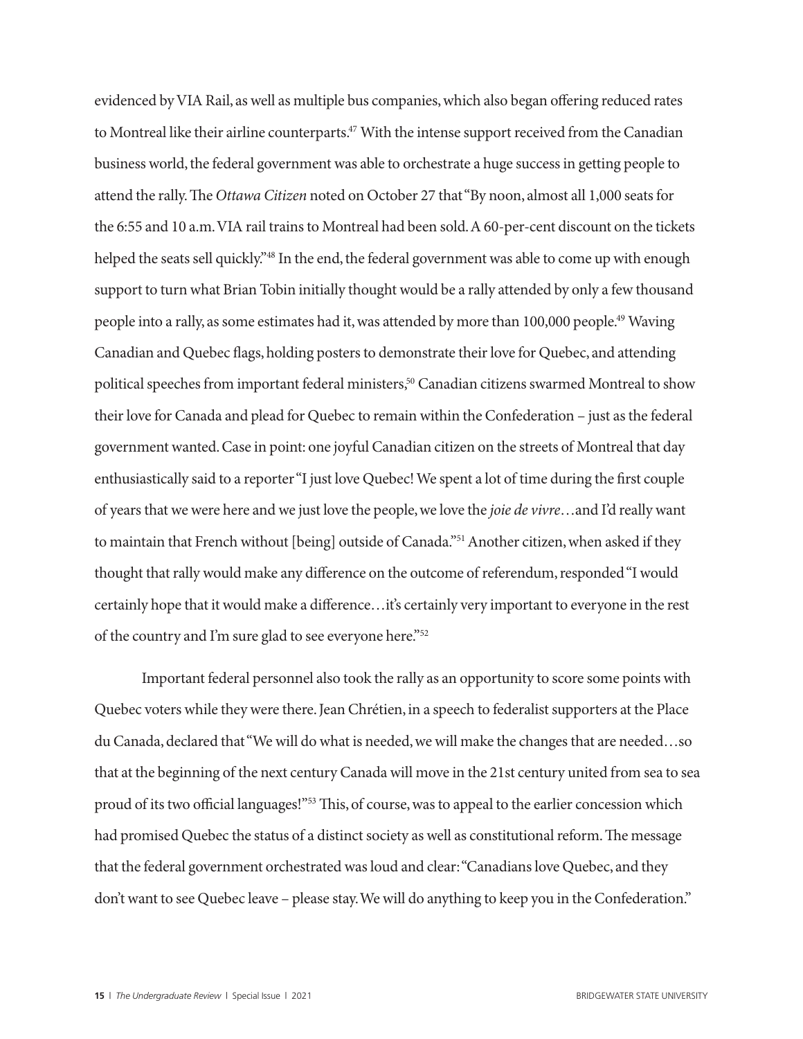evidenced by VIA Rail, as well as multiple bus companies, which also began offering reduced rates to Montreal like their airline counterparts.[47] With the intense support received from the Canadian business world, the federal government was able to orchestrate a huge success in getting people to attend the rally. The *Ottawa Citizen* noted on October 27 that "By noon, almost all 1,000 seats for the 6:55 and 10 a.m. VIA rail trains to Montreal had been sold. A 60-per-cent discount on the tickets helped the seats sell quickly."[48] In the end, the federal government was able to come up with enough support to turn what Brian Tobin initially thought would be a rally attended by only a few thousand people into a rally, as some estimates had it, was attended by more than 100,000 people.[49] Waving Canadian and Quebec flags, holding posters to demonstrate their love for Quebec, and attending political speeches from important federal ministers,[50] Canadian citizens swarmed Montreal to show their love for Canada and plead for Quebec to remain within the Confederation – just as the federal government wanted. Case in point: one joyful Canadian citizen on the streets of Montreal that day enthusiastically said to a reporter "I just love Quebec! We spent a lot of time during the first couple of years that we were here and we just love the people, we love the *joie de vivre*…and I'd really want to maintain that French without [being] outside of Canada."[51] Another citizen, when asked if they thought that rally would make any difference on the outcome of referendum, responded "I would certainly hope that it would make a difference…it's certainly very important to everyone in the rest of the country and I'm sure glad to see everyone here."[52]

Important federal personnel also took the rally as an opportunity to score some points with Quebec voters while they were there. Jean Chrétien, in a speech to federalist supporters at the Place du Canada, declared that "We will do what is needed, we will make the changes that are needed…so that at the beginning of the next century Canada will move in the 21st century united from sea to sea proud of its two official languages!"[53] This, of course, was to appeal to the earlier concession which had promised Quebec the status of a distinct society as well as constitutional reform. The message that the federal government orchestrated was loud and clear: "Canadians love Quebec, and they don't want to see Quebec leave – please stay. We will do anything to keep you in the Confederation."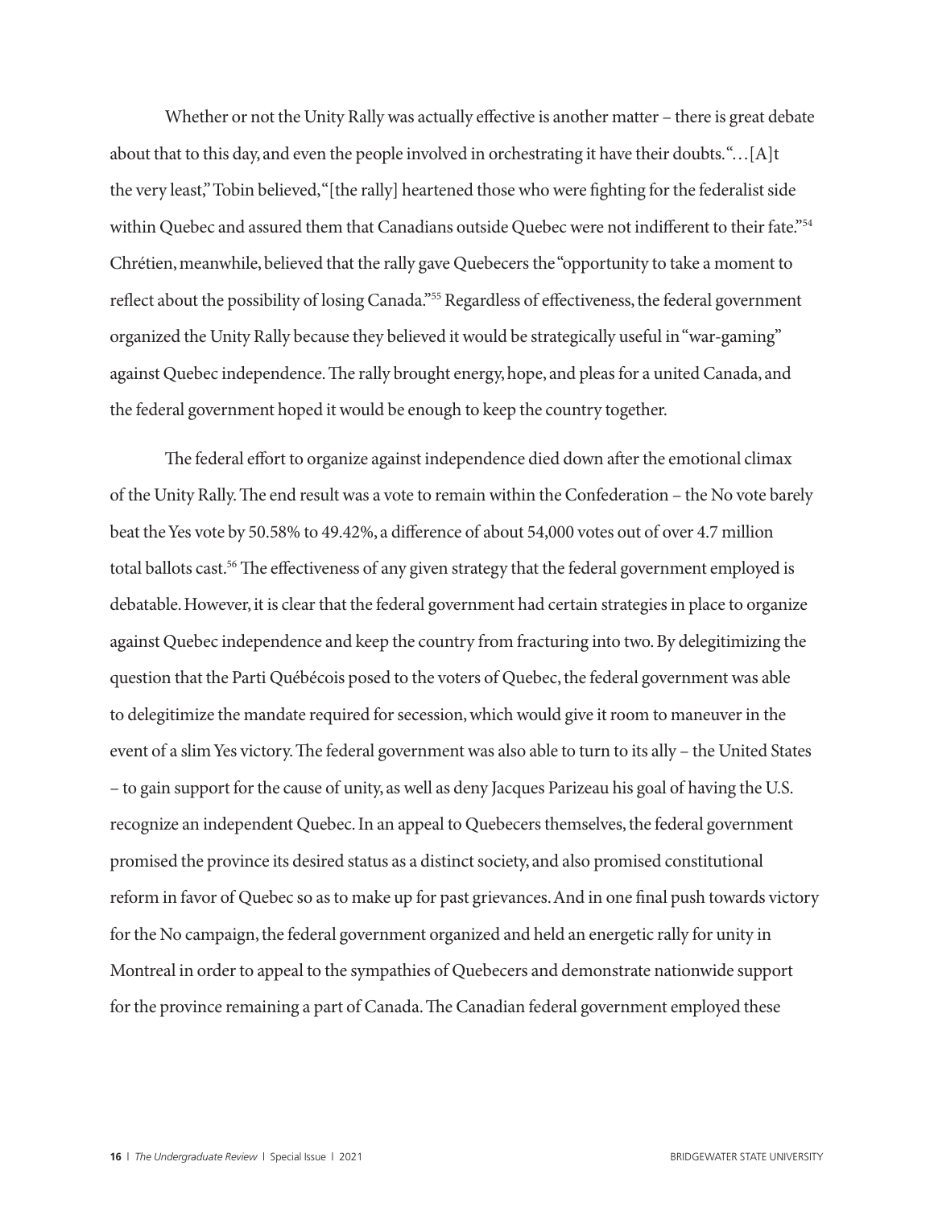Whether or not the Unity Rally was actually effective is another matter – there is great debate about that to this day, and even the people involved in orchestrating it have their doubts. "…[A]t the very least," Tobin believed, "[the rally] heartened those who were fighting for the federalist side within Quebec and assured them that Canadians outside Quebec were not indifferent to their fate."[54] Chrétien, meanwhile, believed that the rally gave Quebecers the "opportunity to take a moment to reflect about the possibility of losing Canada."[55] Regardless of effectiveness, the federal government organized the Unity Rally because they believed it would be strategically useful in "war-gaming" against Quebec independence. The rally brought energy, hope, and pleas for a united Canada, and the federal government hoped it would be enough to keep the country together.

The federal effort to organize against independence died down after the emotional climax of the Unity Rally. The end result was a vote to remain within the Confederation – the No vote barely beat the Yes vote by 50.58% to 49.42%, a difference of about 54,000 votes out of over 4.7 million total ballots cast.[56] The effectiveness of any given strategy that the federal government employed is debatable. However, it is clear that the federal government had certain strategies in place to organize against Quebec independence and keep the country from fracturing into two. By delegitimizing the question that the Parti Québécois posed to the voters of Quebec, the federal government was able to delegitimize the mandate required for secession, which would give it room to maneuver in the event of a slim Yes victory. The federal government was also able to turn to its ally – the United States – to gain support for the cause of unity, as well as deny Jacques Parizeau his goal of having the U.S. recognize an independent Quebec. In an appeal to Quebecers themselves, the federal government promised the province its desired status as a distinct society, and also promised constitutional reform in favor of Quebec so as to make up for past grievances. And in one final push towards victory for the No campaign, the federal government organized and held an energetic rally for unity in Montreal in order to appeal to the sympathies of Quebecers and demonstrate nationwide support for the province remaining a part of Canada. The Canadian federal government employed these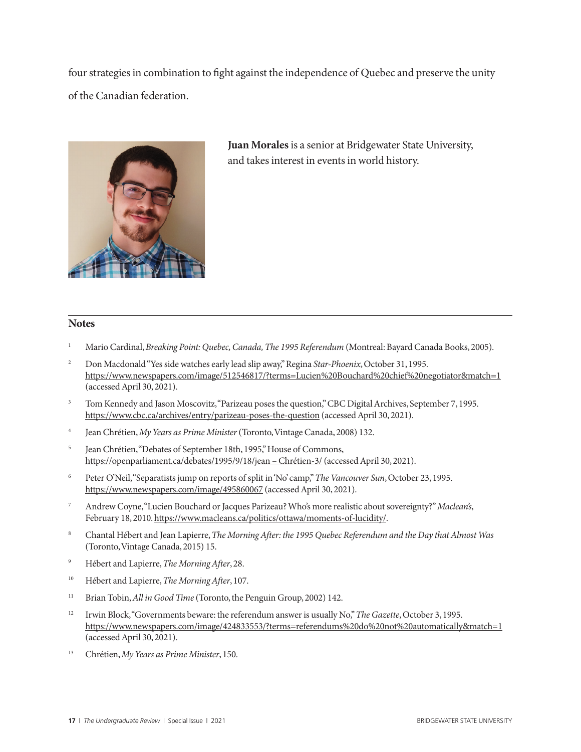four strategies in combination to fight against the independence of Quebec and preserve the unity of the Canadian federation.

**Juan Morales** is a senior at Bridgewater State University, and takes interest in events in world history.

## Notes

1. Mario Cardinal, *Breaking Point: Quebec, Canada, The 1995 Referendum* (Montreal: Bayard Canada Books, 2005).
2. Don Macdonald "Yes side watches early lead slip away," Regina *Star-Phoenix*, October 31, 1995. https://www.newspapers.com/image/512546817/?terms=Lucien%20Bouchard%20chief%20negotiator&match=1 (accessed April 30, 2021).
3. Tom Kennedy and Jason Moscovitz, "Parizeau poses the question," CBC Digital Archives, September 7, 1995. https://www.cbc.ca/archives/entry/parizeau-poses-the-question (accessed April 30, 2021).
4. Jean Chrétien, *My Years as Prime Minister* (Toronto, Vintage Canada, 2008) 132.
5. Jean Chrétien, "Debates of September 18th, 1995," House of Commons, https://openparliament.ca/debates/1995/9/18/jean – Chrétien-3/ (accessed April 30, 2021).
6. Peter O'Neil, "Separatists jump on reports of split in 'No' camp," *The Vancouver Sun*, October 23, 1995. https://www.newspapers.com/image/495860067 (accessed April 30, 2021).
7. Andrew Coyne, "Lucien Bouchard or Jacques Parizeau? Who's more realistic about sovereignty?" *Maclean's*, February 18, 2010. https://www.macleans.ca/politics/ottawa/moments-of-lucidity/.
8. Chantal Hébert and Jean Lapierre, *The Morning After: the 1995 Quebec Referendum and the Day that Almost Was* (Toronto, Vintage Canada, 2015) 15.
9. Hébert and Lapierre, *The Morning After*, 28.
10. Hébert and Lapierre, *The Morning After*, 107.
11. Brian Tobin, *All in Good Time* (Toronto, the Penguin Group, 2002) 142.
12. Irwin Block, "Governments beware: the referendum answer is usually No," *The Gazette*, October 3, 1995. https://www.newspapers.com/image/424833553/?terms=referendums%20do%20not%20automatically&match=1 (accessed April 30, 2021).
13. Chrétien, *My Years as Prime Minister*, 150.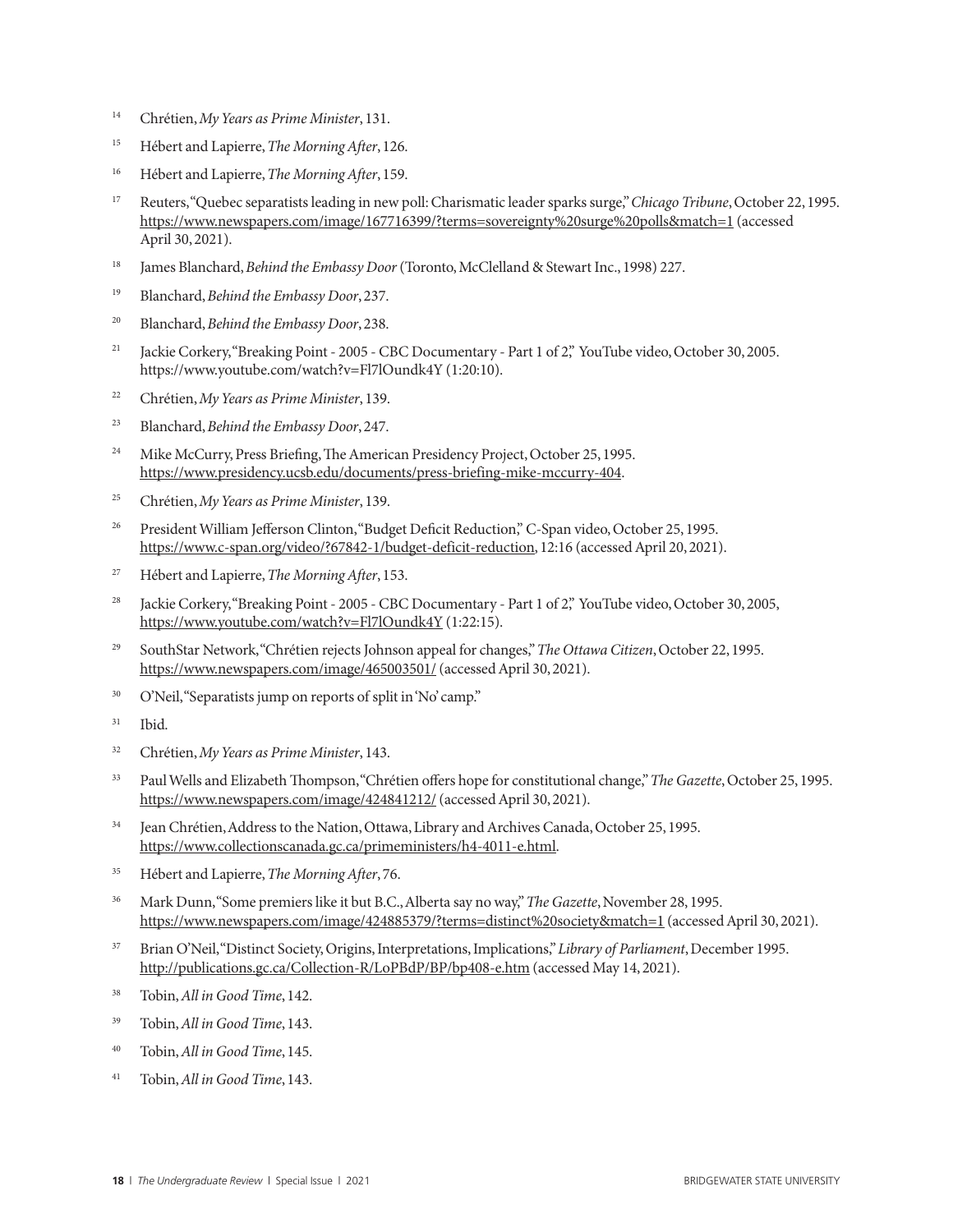[14] Chrétien, *My Years as Prime Minister*, 131.

[15] Hébert and Lapierre, *The Morning After*, 126.

[16] Hébert and Lapierre, *The Morning After*, 159.

[17] Reuters, "Quebec separatists leading in new poll: Charismatic leader sparks surge," *Chicago Tribune*, October 22, 1995. https://www.newspapers.com/image/167716399/?terms=sovereignty%20surge%20polls&match=1 (accessed April 30, 2021).

[18] James Blanchard, *Behind the Embassy Door* (Toronto, McClelland & Stewart Inc., 1998) 227.

[19] Blanchard, *Behind the Embassy Door*, 237.

[20] Blanchard, *Behind the Embassy Door*, 238.

[21] Jackie Corkery, "Breaking Point - 2005 - CBC Documentary - Part 1 of 2," YouTube video, October 30, 2005. https://www.youtube.com/watch?v=Fl7lOundk4Y (1:20:10).

[22] Chrétien, *My Years as Prime Minister*, 139.

[23] Blanchard, *Behind the Embassy Door*, 247.

[24] Mike McCurry, Press Briefing, The American Presidency Project, October 25, 1995. https://www.presidency.ucsb.edu/documents/press-briefing-mike-mccurry-404.

[25] Chrétien, *My Years as Prime Minister*, 139.

[26] President William Jefferson Clinton, "Budget Deficit Reduction," C-Span video, October 25, 1995. https://www.c-span.org/video/?67842-1/budget-deficit-reduction, 12:16 (accessed April 20, 2021).

[27] Hébert and Lapierre, *The Morning After*, 153.

[28] Jackie Corkery, "Breaking Point - 2005 - CBC Documentary - Part 1 of 2," YouTube video, October 30, 2005, https://www.youtube.com/watch?v=Fl7lOundk4Y (1:22:15).

[29] SouthStar Network, "Chrétien rejects Johnson appeal for changes," *The Ottawa Citizen*, October 22, 1995. https://www.newspapers.com/image/465003501/ (accessed April 30, 2021).

[30] O'Neil, "Separatists jump on reports of split in 'No' camp."

[31] Ibid.

[32] Chrétien, *My Years as Prime Minister*, 143.

[33] Paul Wells and Elizabeth Thompson, "Chrétien offers hope for constitutional change," *The Gazette*, October 25, 1995. https://www.newspapers.com/image/424841212/ (accessed April 30, 2021).

[34] Jean Chrétien, Address to the Nation, Ottawa, Library and Archives Canada, October 25, 1995. https://www.collectionscanada.gc.ca/primeministers/h4-4011-e.html.

[35] Hébert and Lapierre, *The Morning After*, 76.

[36] Mark Dunn, "Some premiers like it but B.C., Alberta say no way," *The Gazette*, November 28, 1995. https://www.newspapers.com/image/424885379/?terms=distinct%20society&match=1 (accessed April 30, 2021).

[37] Brian O'Neil, "Distinct Society, Origins, Interpretations, Implications," *Library of Parliament*, December 1995. http://publications.gc.ca/Collection-R/LoPBdP/BP/bp408-e.htm (accessed May 14, 2021).

[38] Tobin, *All in Good Time*, 142.

[39] Tobin, *All in Good Time*, 143.

[40] Tobin, *All in Good Time*, 145.

[41] Tobin, *All in Good Time*, 143.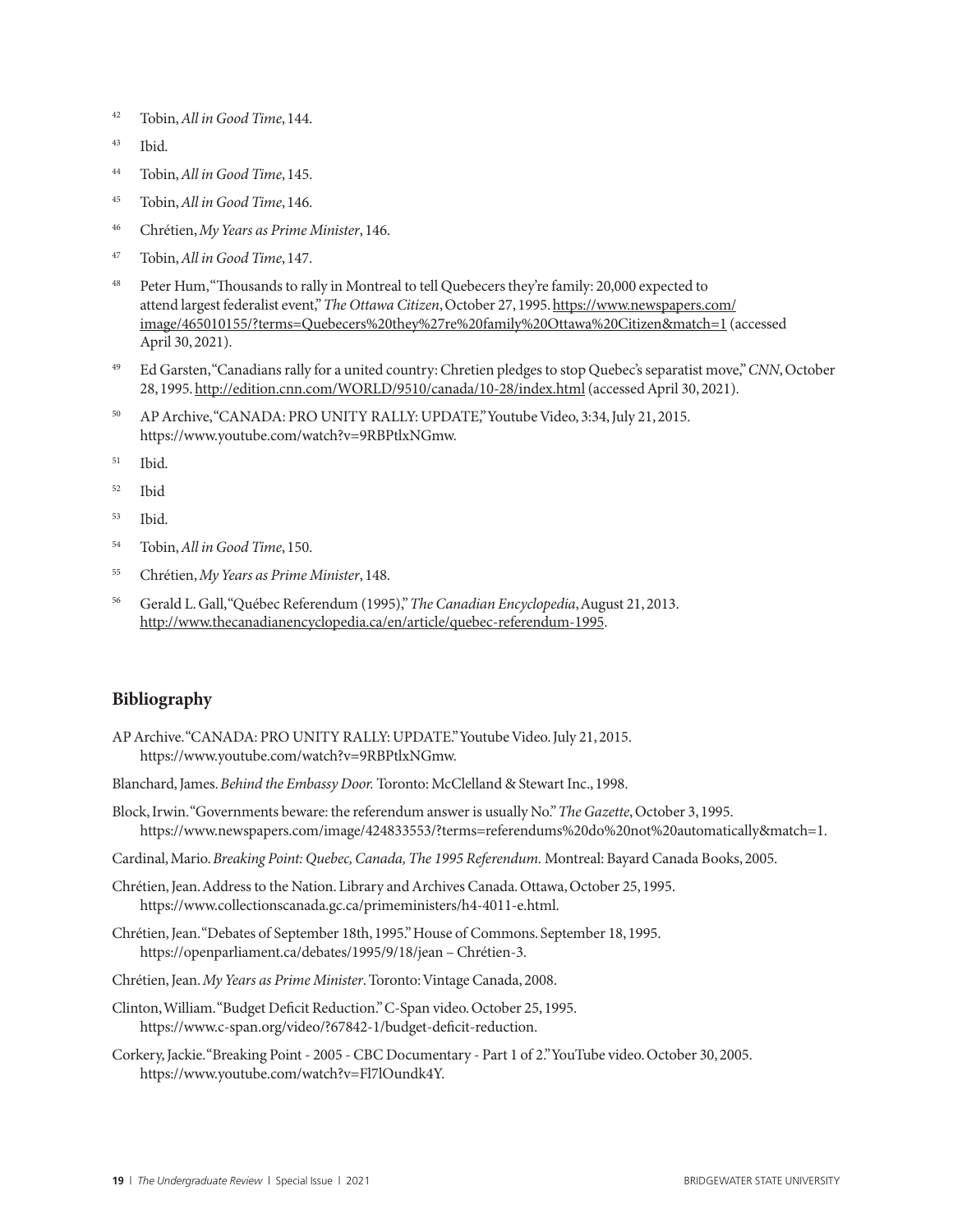[42] Tobin, *All in Good Time*, 144.

[43] Ibid.

[44] Tobin, *All in Good Time*, 145.

[45] Tobin, *All in Good Time*, 146.

[46] Chrétien, *My Years as Prime Minister*, 146.

[47] Tobin, *All in Good Time*, 147.

[48] Peter Hum, "Thousands to rally in Montreal to tell Quebecers they're family: 20,000 expected to attend largest federalist event," *The Ottawa Citizen*, October 27, 1995. https://www.newspapers.com/image/465010155/?terms=Quebecers%20they%27re%20family%20Ottawa%20Citizen&match=1 (accessed April 30, 2021).

[49] Ed Garsten, "Canadians rally for a united country: Chretien pledges to stop Quebec's separatist move," *CNN*, October 28, 1995. http://edition.cnn.com/WORLD/9510/canada/10-28/index.html (accessed April 30, 2021).

[50] AP Archive, "CANADA: PRO UNITY RALLY: UPDATE," Youtube Video, 3:34, July 21, 2015. https://www.youtube.com/watch?v=9RBPtlxNGmw.

[51] Ibid.

[52] Ibid

[53] Ibid.

[54] Tobin, *All in Good Time*, 150.

[55] Chrétien, *My Years as Prime Minister*, 148.

[56] Gerald L. Gall, "Québec Referendum (1995)," *The Canadian Encyclopedia*, August 21, 2013. http://www.thecanadianencyclopedia.ca/en/article/quebec-referendum-1995.

## Bibliography

AP Archive. "CANADA: PRO UNITY RALLY: UPDATE." Youtube Video. July 21, 2015. https://www.youtube.com/watch?v=9RBPtlxNGmw.

Blanchard, James. *Behind the Embassy Door.* Toronto: McClelland & Stewart Inc., 1998.

Block, Irwin. "Governments beware: the referendum answer is usually No." *The Gazette*, October 3, 1995. https://www.newspapers.com/image/424833553/?terms=referendums%20do%20not%20automatically&match=1.

Cardinal, Mario. *Breaking Point: Quebec, Canada, The 1995 Referendum.* Montreal: Bayard Canada Books, 2005.

Chrétien, Jean. Address to the Nation. Library and Archives Canada. Ottawa, October 25, 1995. https://www.collectionscanada.gc.ca/primeministers/h4-4011-e.html.

Chrétien, Jean. "Debates of September 18th, 1995." House of Commons. September 18, 1995. https://openparliament.ca/debates/1995/9/18/jean – Chrétien-3.

Chrétien, Jean. *My Years as Prime Minister*. Toronto: Vintage Canada, 2008.

Clinton, William. "Budget Deficit Reduction." C-Span video. October 25, 1995. https://www.c-span.org/video/?67842-1/budget-deficit-reduction.

Corkery, Jackie. "Breaking Point - 2005 - CBC Documentary - Part 1 of 2." YouTube video. October 30, 2005. https://www.youtube.com/watch?v=Fl7lOundk4Y.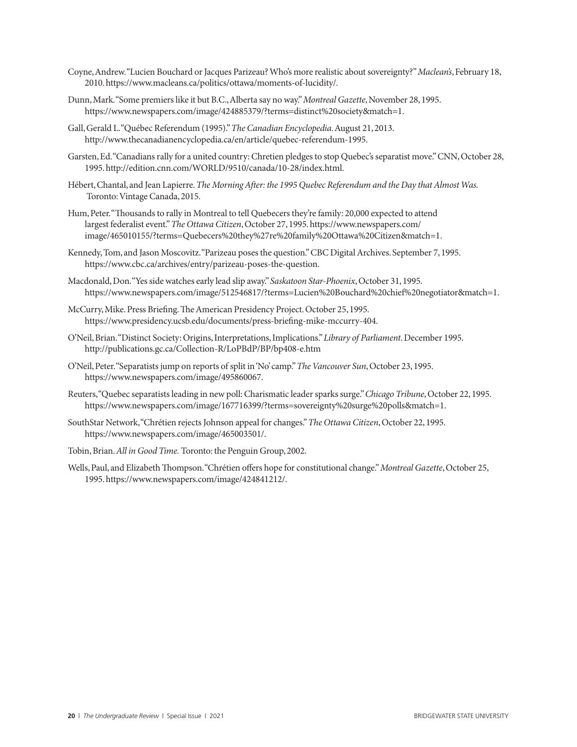Coyne, Andrew. "Lucien Bouchard or Jacques Parizeau? Who's more realistic about sovereignty?" *Maclean's*, February 18, 2010. https://www.macleans.ca/politics/ottawa/moments-of-lucidity/.

Dunn, Mark. "Some premiers like it but B.C., Alberta say no way." *Montreal Gazette*, November 28, 1995. https://www.newspapers.com/image/424885379/?terms=distinct%20society&match=1.

Gall, Gerald L. "Québec Referendum (1995)." *The Canadian Encyclopedia*. August 21, 2013. http://www.thecanadianencyclopedia.ca/en/article/quebec-referendum-1995.

Garsten, Ed. "Canadians rally for a united country: Chretien pledges to stop Quebec's separatist move." CNN, October 28, 1995. http://edition.cnn.com/WORLD/9510/canada/10-28/index.html.

Hébert, Chantal, and Jean Lapierre. *The Morning After: the 1995 Quebec Referendum and the Day that Almost Was.* Toronto: Vintage Canada, 2015.

Hum, Peter. "Thousands to rally in Montreal to tell Quebecers they're family: 20,000 expected to attend largest federalist event." *The Ottawa Citizen*, October 27, 1995. https://www.newspapers.com/image/465010155/?terms=Quebecers%20they%27re%20family%20Ottawa%20Citizen&match=1.

Kennedy, Tom, and Jason Moscovitz. "Parizeau poses the question." CBC Digital Archives. September 7, 1995. https://www.cbc.ca/archives/entry/parizeau-poses-the-question.

Macdonald, Don. "Yes side watches early lead slip away." *Saskatoon Star-Phoenix*, October 31, 1995. https://www.newspapers.com/image/512546817/?terms=Lucien%20Bouchard%20chief%20negotiator&match=1.

McCurry, Mike. Press Briefing. The American Presidency Project. October 25, 1995. https://www.presidency.ucsb.edu/documents/press-briefing-mike-mccurry-404.

O'Neil, Brian. "Distinct Society: Origins, Interpretations, Implications." *Library of Parliament*. December 1995. http://publications.gc.ca/Collection-R/LoPBdP/BP/bp408-e.htm

O'Neil, Peter. "Separatists jump on reports of split in 'No' camp." *The Vancouver Sun*, October 23, 1995. https://www.newspapers.com/image/495860067.

Reuters, "Quebec separatists leading in new poll: Charismatic leader sparks surge." *Chicago Tribune*, October 22, 1995. https://www.newspapers.com/image/167716399/?terms=sovereignty%20surge%20polls&match=1.

SouthStar Network, "Chrétien rejects Johnson appeal for changes." *The Ottawa Citizen*, October 22, 1995. https://www.newspapers.com/image/465003501/.

Tobin, Brian. *All in Good Time.* Toronto: the Penguin Group, 2002.

Wells, Paul, and Elizabeth Thompson. "Chrétien offers hope for constitutional change." *Montreal Gazette*, October 25, 1995. https://www.newspapers.com/image/424841212/.